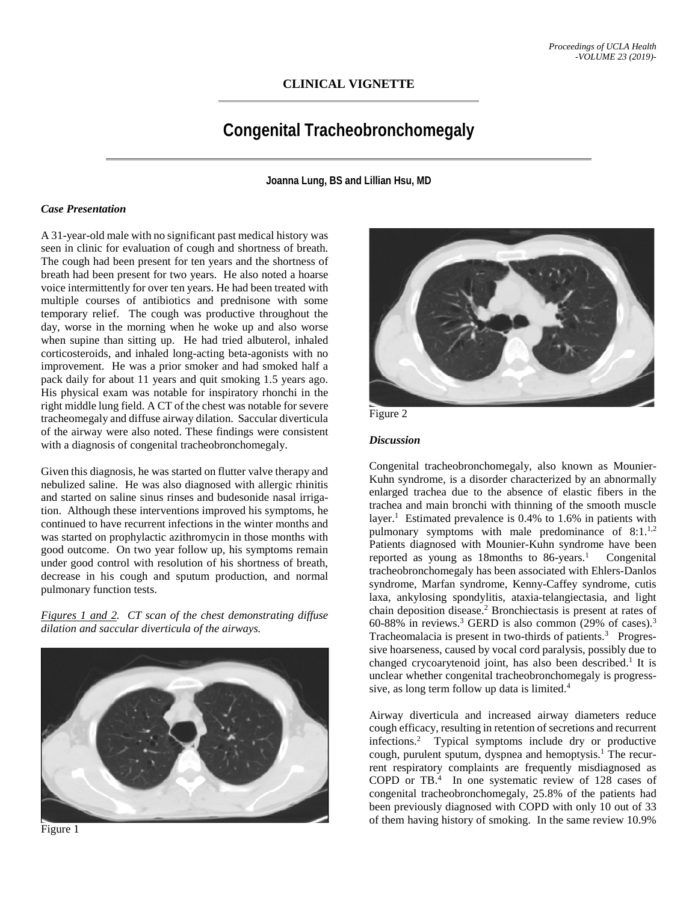**CLINICAL VIGNETTE**

# Congenital Tracheobronchomegaly

**Joanna Lung, BS and Lillian Hsu, MD**

### *Case Presentation*

A 31-year-old male with no significant past medical history was seen in clinic for evaluation of cough and shortness of breath. The cough had been present for ten years and the shortness of breath had been present for two years. He also noted a hoarse voice intermittently for over ten years. He had been treated with multiple courses of antibiotics and prednisone with some temporary relief. The cough was productive throughout the day, worse in the morning when he woke up and also worse when supine than sitting up. He had tried albuterol, inhaled corticosteroids, and inhaled long-acting beta-agonists with no improvement. He was a prior smoker and had smoked half a pack daily for about 11 years and quit smoking 1.5 years ago. His physical exam was notable for inspiratory rhonchi in the right middle lung field. A CT of the chest was notable for severe tracheomegaly and diffuse airway dilation. Saccular diverticula of the airway were also noted. These findings were consistent with a diagnosis of congenital tracheobronchomegaly.

Given this diagnosis, he was started on flutter valve therapy and nebulized saline. He was also diagnosed with allergic rhinitis and started on saline sinus rinses and budesonide nasal irrigation. Although these interventions improved his symptoms, he continued to have recurrent infections in the winter months and was started on prophylactic azithromycin in those months with good outcome. On two year follow up, his symptoms remain under good control with resolution of his shortness of breath, decrease in his cough and sputum production, and normal pulmonary function tests.

*Figures 1 and 2. CT scan of the chest demonstrating diffuse dilation and saccular diverticula of the airways.*

Figure 1

Figure 2

### *Discussion*

Congenital tracheobronchomegaly, also known as Mounier-Kuhn syndrome, is a disorder characterized by an abnormally enlarged trachea due to the absence of elastic fibers in the trachea and main bronchi with thinning of the smooth muscle layer.[1] Estimated prevalence is 0.4% to 1.6% in patients with pulmonary symptoms with male predominance of 8:1.[1,2] Patients diagnosed with Mounier-Kuhn syndrome have been reported as young as 18months to 86-years.[1] Congenital tracheobronchomegaly has been associated with Ehlers-Danlos syndrome, Marfan syndrome, Kenny-Caffey syndrome, cutis laxa, ankylosing spondylitis, ataxia-telangiectasia, and light chain deposition disease.[2] Bronchiectasis is present at rates of 60-88% in reviews.[3] GERD is also common (29% of cases).[3] Tracheomalacia is present in two-thirds of patients.[3] Progressive hoarseness, caused by vocal cord paralysis, possibly due to changed crycoarytenoid joint, has also been described.[1] It is unclear whether congenital tracheobronchomegaly is progresssive, as long term follow up data is limited.[4]

Airway diverticula and increased airway diameters reduce cough efficacy, resulting in retention of secretions and recurrent infections.[2] Typical symptoms include dry or productive cough, purulent sputum, dyspnea and hemoptysis.[1] The recurrent respiratory complaints are frequently misdiagnosed as COPD or TB.[4] In one systematic review of 128 cases of congenital tracheobronchomegaly, 25.8% of the patients had been previously diagnosed with COPD with only 10 out of 33 of them having history of smoking. In the same review 10.9%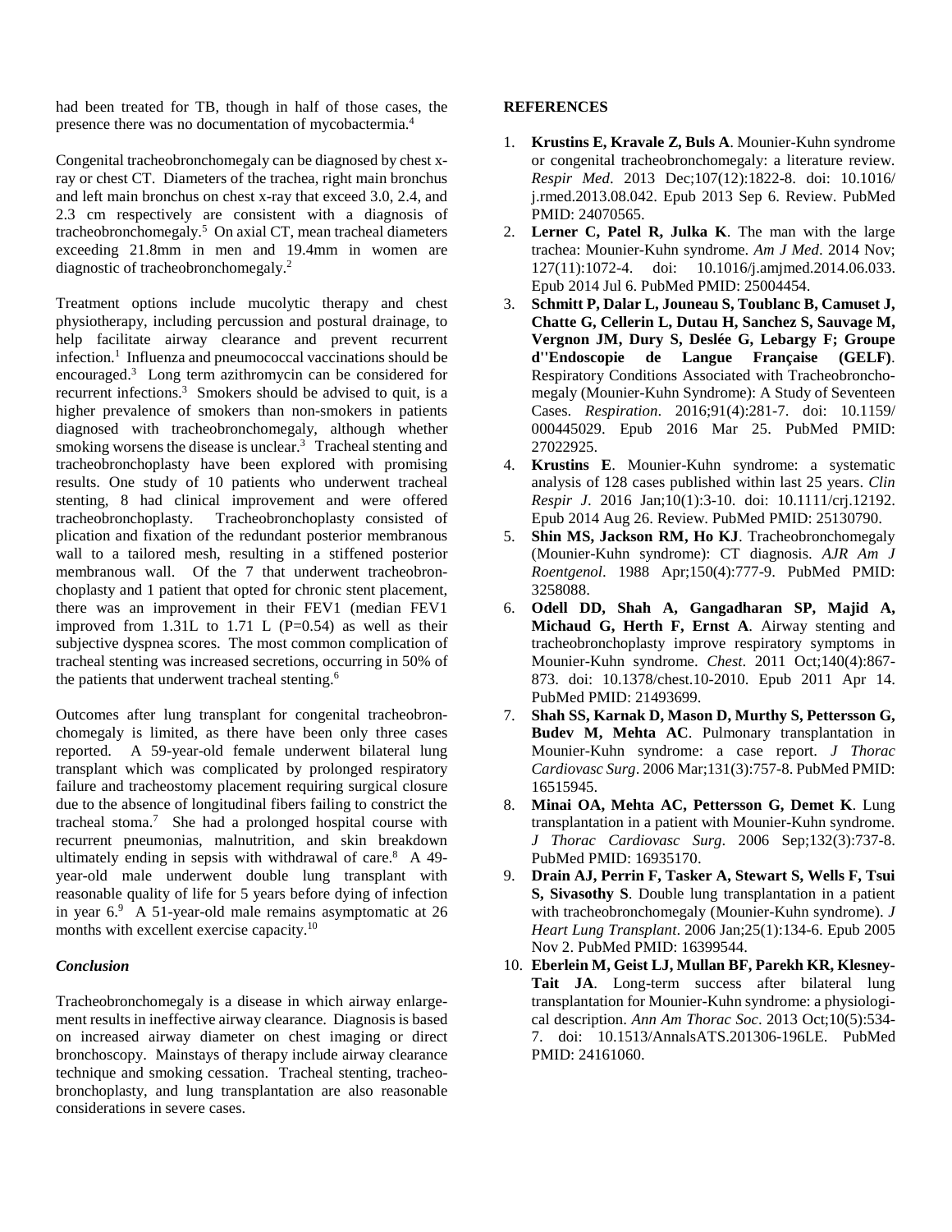had been treated for TB, though in half of those cases, the presence there was no documentation of mycobactermia.[4]

Congenital tracheobronchomegaly can be diagnosed by chest x-ray or chest CT. Diameters of the trachea, right main bronchus and left main bronchus on chest x-ray that exceed 3.0, 2.4, and 2.3 cm respectively are consistent with a diagnosis of tracheobronchomegaly.[5] On axial CT, mean tracheal diameters exceeding 21.8mm in men and 19.4mm in women are diagnostic of tracheobronchomegaly.[2]

Treatment options include mucolytic therapy and chest physiotherapy, including percussion and postural drainage, to help facilitate airway clearance and prevent recurrent infection.[1] Influenza and pneumococcal vaccinations should be encouraged.[3] Long term azithromycin can be considered for recurrent infections.[3] Smokers should be advised to quit, is a higher prevalence of smokers than non-smokers in patients diagnosed with tracheobronchomegaly, although whether smoking worsens the disease is unclear.[3] Tracheal stenting and tracheobronchoplasty have been explored with promising results. One study of 10 patients who underwent tracheal stenting, 8 had clinical improvement and were offered tracheobronchoplasty. Tracheobronchoplasty consisted of plication and fixation of the redundant posterior membranous wall to a tailored mesh, resulting in a stiffened posterior membranous wall. Of the 7 that underwent tracheobronchoplasty and 1 patient that opted for chronic stent placement, there was an improvement in their FEV1 (median FEV1 improved from 1.31L to 1.71 L (P=0.54) as well as their subjective dyspnea scores. The most common complication of tracheal stenting was increased secretions, occurring in 50% of the patients that underwent tracheal stenting.[6]

Outcomes after lung transplant for congenital tracheobronchomegaly is limited, as there have been only three cases reported. A 59-year-old female underwent bilateral lung transplant which was complicated by prolonged respiratory failure and tracheostomy placement requiring surgical closure due to the absence of longitudinal fibers failing to constrict the tracheal stoma.[7] She had a prolonged hospital course with recurrent pneumonias, malnutrition, and skin breakdown ultimately ending in sepsis with withdrawal of care.[8] A 49-year-old male underwent double lung transplant with reasonable quality of life for 5 years before dying of infection in year 6.[9] A 51-year-old male remains asymptomatic at 26 months with excellent exercise capacity.[10]

### *Conclusion*

Tracheobronchomegaly is a disease in which airway enlargement results in ineffective airway clearance. Diagnosis is based on increased airway diameter on chest imaging or direct bronchoscopy. Mainstays of therapy include airway clearance technique and smoking cessation. Tracheal stenting, tracheobronchoplasty, and lung transplantation are also reasonable considerations in severe cases.

### REFERENCES

1. **Krustins E, Kravale Z, Buls A**. Mounier-Kuhn syndrome or congenital tracheobronchomegaly: a literature review. *Respir Med*. 2013 Dec;107(12):1822-8. doi: 10.1016/ j.rmed.2013.08.042. Epub 2013 Sep 6. Review. PubMed PMID: 24070565.
2. **Lerner C, Patel R, Julka K**. The man with the large trachea: Mounier-Kuhn syndrome. *Am J Med*. 2014 Nov; 127(11):1072-4. doi: 10.1016/j.amjmed.2014.06.033. Epub 2014 Jul 6. PubMed PMID: 25004454.
3. **Schmitt P, Dalar L, Jouneau S, Toublanc B, Camuset J, Chatte G, Cellerin L, Dutau H, Sanchez S, Sauvage M, Vergnon JM, Dury S, Deslée G, Lebargy F; Groupe d''Endoscopie de Langue Française (GELF)**. Respiratory Conditions Associated with Tracheobronchomegaly (Mounier-Kuhn Syndrome): A Study of Seventeen Cases. *Respiration*. 2016;91(4):281-7. doi: 10.1159/ 000445029. Epub 2016 Mar 25. PubMed PMID: 27022925.
4. **Krustins E**. Mounier-Kuhn syndrome: a systematic analysis of 128 cases published within last 25 years. *Clin Respir J*. 2016 Jan;10(1):3-10. doi: 10.1111/crj.12192. Epub 2014 Aug 26. Review. PubMed PMID: 25130790.
5. **Shin MS, Jackson RM, Ho KJ**. Tracheobronchomegaly (Mounier-Kuhn syndrome): CT diagnosis. *AJR Am J Roentgenol*. 1988 Apr;150(4):777-9. PubMed PMID: 3258088.
6. **Odell DD, Shah A, Gangadharan SP, Majid A, Michaud G, Herth F, Ernst A**. Airway stenting and tracheobronchoplasty improve respiratory symptoms in Mounier-Kuhn syndrome. *Chest*. 2011 Oct;140(4):867-873. doi: 10.1378/chest.10-2010. Epub 2011 Apr 14. PubMed PMID: 21493699.
7. **Shah SS, Karnak D, Mason D, Murthy S, Pettersson G, Budev M, Mehta AC**. Pulmonary transplantation in Mounier-Kuhn syndrome: a case report. *J Thorac Cardiovasc Surg*. 2006 Mar;131(3):757-8. PubMed PMID: 16515945.
8. **Minai OA, Mehta AC, Pettersson G, Demet K**. Lung transplantation in a patient with Mounier-Kuhn syndrome. *J Thorac Cardiovasc Surg*. 2006 Sep;132(3):737-8. PubMed PMID: 16935170.
9. **Drain AJ, Perrin F, Tasker A, Stewart S, Wells F, Tsui S, Sivasothy S**. Double lung transplantation in a patient with tracheobronchomegaly (Mounier-Kuhn syndrome). *J Heart Lung Transplant*. 2006 Jan;25(1):134-6. Epub 2005 Nov 2. PubMed PMID: 16399544.
10. **Eberlein M, Geist LJ, Mullan BF, Parekh KR, Klesney-Tait JA**. Long-term success after bilateral lung transplantation for Mounier-Kuhn syndrome: a physiological description. *Ann Am Thorac Soc*. 2013 Oct;10(5):534-7. doi: 10.1513/AnnalsATS.201306-196LE. PubMed PMID: 24161060.